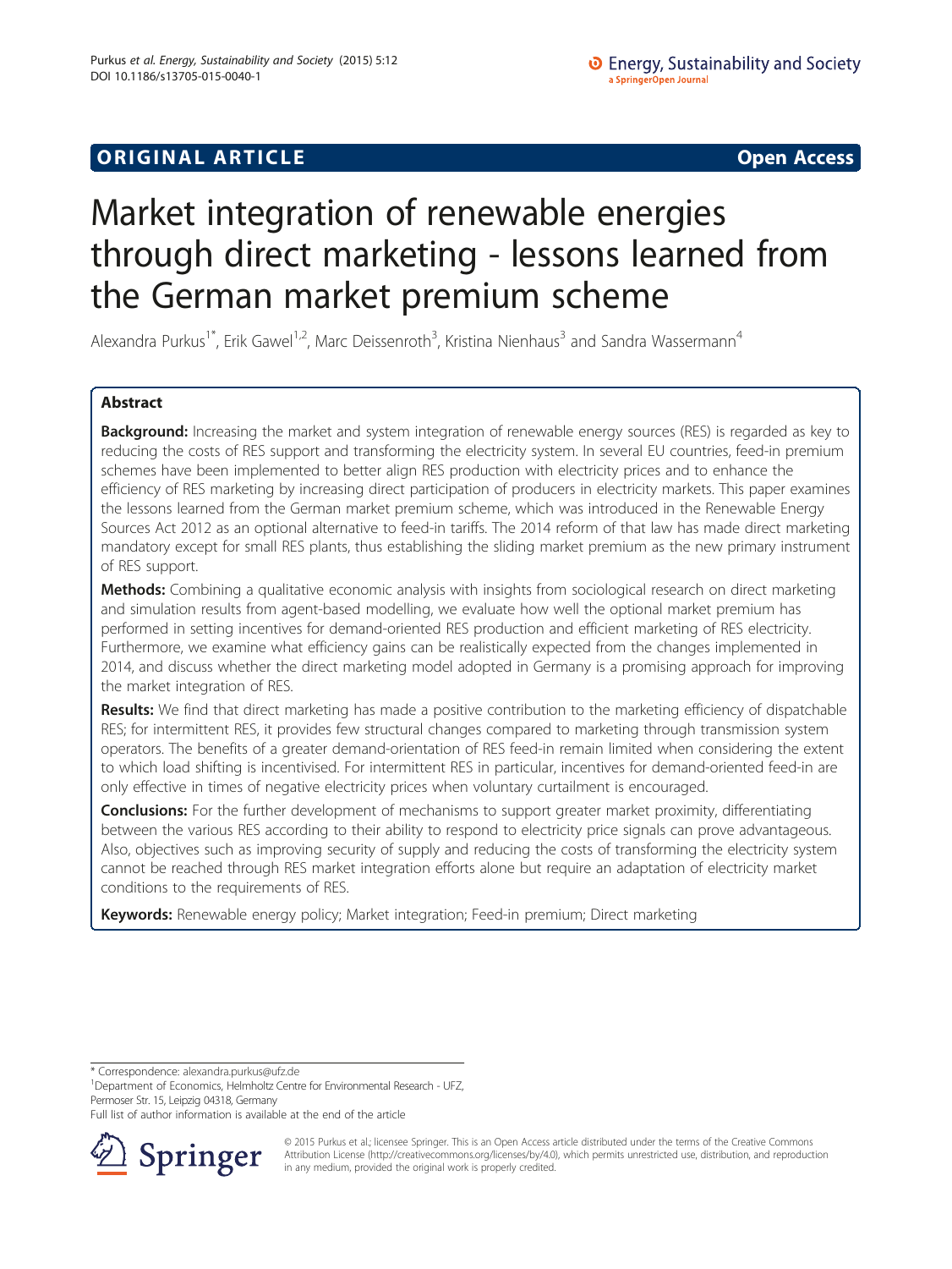ORIGINAL ARTICLE **Open Access**

# Market integration of renewable energies through direct marketing - lessons learned from the German market premium scheme

Alexandra Purkus[1*], Erik Gawel[1,2], Marc Deissenroth[3], Kristina Nienhaus[3] and Sandra Wassermann[4]

## Abstract

**Background:** Increasing the market and system integration of renewable energy sources (RES) is regarded as key to reducing the costs of RES support and transforming the electricity system. In several EU countries, feed-in premium schemes have been implemented to better align RES production with electricity prices and to enhance the efficiency of RES marketing by increasing direct participation of producers in electricity markets. This paper examines the lessons learned from the German market premium scheme, which was introduced in the Renewable Energy Sources Act 2012 as an optional alternative to feed-in tariffs. The 2014 reform of that law has made direct marketing mandatory except for small RES plants, thus establishing the sliding market premium as the new primary instrument of RES support.

**Methods:** Combining a qualitative economic analysis with insights from sociological research on direct marketing and simulation results from agent-based modelling, we evaluate how well the optional market premium has performed in setting incentives for demand-oriented RES production and efficient marketing of RES electricity. Furthermore, we examine what efficiency gains can be realistically expected from the changes implemented in 2014, and discuss whether the direct marketing model adopted in Germany is a promising approach for improving the market integration of RES.

**Results:** We find that direct marketing has made a positive contribution to the marketing efficiency of dispatchable RES; for intermittent RES, it provides few structural changes compared to marketing through transmission system operators. The benefits of a greater demand-orientation of RES feed-in remain limited when considering the extent to which load shifting is incentivised. For intermittent RES in particular, incentives for demand-oriented feed-in are only effective in times of negative electricity prices when voluntary curtailment is encouraged.

**Conclusions:** For the further development of mechanisms to support greater market proximity, differentiating between the various RES according to their ability to respond to electricity price signals can prove advantageous. Also, objectives such as improving security of supply and reducing the costs of transforming the electricity system cannot be reached through RES market integration efforts alone but require an adaptation of electricity market conditions to the requirements of RES.

**Keywords:** Renewable energy policy; Market integration; Feed-in premium; Direct marketing

\* Correspondence: alexandra.purkus@ufz.de
[1]Department of Economics, Helmholtz Centre for Environmental Research - UFZ, Permoser Str. 15, Leipzig 04318, Germany
Full list of author information is available at the end of the article

© 2015 Purkus et al.; licensee Springer. This is an Open Access article distributed under the terms of the Creative Commons Attribution License (http://creativecommons.org/licenses/by/4.0), which permits unrestricted use, distribution, and reproduction in any medium, provided the original work is properly credited.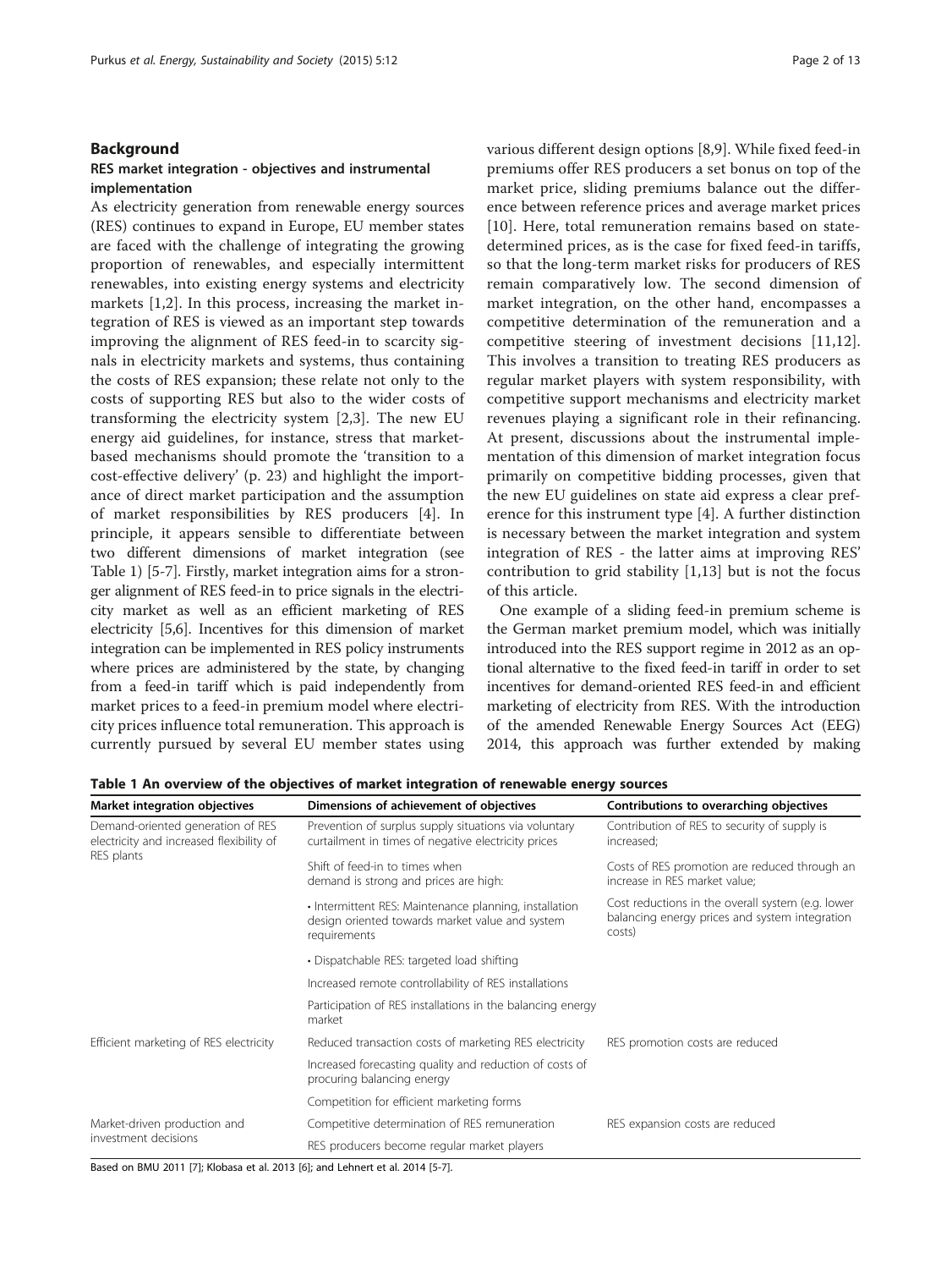## Background

### RES market integration - objectives and instrumental implementation

As electricity generation from renewable energy sources (RES) continues to expand in Europe, EU member states are faced with the challenge of integrating the growing proportion of renewables, and especially intermittent renewables, into existing energy systems and electricity markets [1,2]. In this process, increasing the market integration of RES is viewed as an important step towards improving the alignment of RES feed-in to scarcity signals in electricity markets and systems, thus containing the costs of RES expansion; these relate not only to the costs of supporting RES but also to the wider costs of transforming the electricity system [2,3]. The new EU energy aid guidelines, for instance, stress that market-based mechanisms should promote the 'transition to a cost-effective delivery' (p. 23) and highlight the importance of direct market participation and the assumption of market responsibilities by RES producers [4]. In principle, it appears sensible to differentiate between two different dimensions of market integration (see Table 1) [5-7]. Firstly, market integration aims for a stronger alignment of RES feed-in to price signals in the electricity market as well as an efficient marketing of RES electricity [5,6]. Incentives for this dimension of market integration can be implemented in RES policy instruments where prices are administered by the state, by changing from a feed-in tariff which is paid independently from market prices to a feed-in premium model where electricity prices influence total remuneration. This approach is currently pursued by several EU member states using various different design options [8,9]. While fixed feed-in premiums offer RES producers a set bonus on top of the market price, sliding premiums balance out the difference between reference prices and average market prices [10]. Here, total remuneration remains based on state-determined prices, as is the case for fixed feed-in tariffs, so that the long-term market risks for producers of RES remain comparatively low. The second dimension of market integration, on the other hand, encompasses a competitive determination of the remuneration and a competitive steering of investment decisions [11,12]. This involves a transition to treating RES producers as regular market players with system responsibility, with competitive support mechanisms and electricity market revenues playing a significant role in their refinancing. At present, discussions about the instrumental implementation of this dimension of market integration focus primarily on competitive bidding processes, given that the new EU guidelines on state aid express a clear preference for this instrument type [4]. A further distinction is necessary between the market integration and system integration of RES - the latter aims at improving RES' contribution to grid stability [1,13] but is not the focus of this article.

One example of a sliding feed-in premium scheme is the German market premium model, which was initially introduced into the RES support regime in 2012 as an optional alternative to the fixed feed-in tariff in order to set incentives for demand-oriented RES feed-in and efficient marketing of electricity from RES. With the introduction of the amended Renewable Energy Sources Act (EEG) 2014, this approach was further extended by making

**Table 1 An overview of the objectives of market integration of renewable energy sources**

| Market integration objectives | Dimensions of achievement of objectives | Contributions to overarching objectives |
|---|---|---|
| Demand-oriented generation of RES electricity and increased flexibility of RES plants | Prevention of surplus supply situations via voluntary curtailment in times of negative electricity prices | Contribution of RES to security of supply is increased; |
| | Shift of feed-in to times when demand is strong and prices are high: | Costs of RES promotion are reduced through an increase in RES market value; |
| | • Intermittent RES: Maintenance planning, installation design oriented towards market value and system requirements | Cost reductions in the overall system (e.g. lower balancing energy prices and system integration costs) |
| | • Dispatchable RES: targeted load shifting | |
| | Increased remote controllability of RES installations | |
| | Participation of RES installations in the balancing energy market | |
| Efficient marketing of RES electricity | Reduced transaction costs of marketing RES electricity | RES promotion costs are reduced |
| | Increased forecasting quality and reduction of costs of procuring balancing energy | |
| | Competition for efficient marketing forms | |
| Market-driven production and investment decisions | Competitive determination of RES remuneration | RES expansion costs are reduced |
| | RES producers become regular market players | |

Based on BMU 2011 [7]; Klobasa et al. 2013 [6]; and Lehnert et al. 2014 [5-7].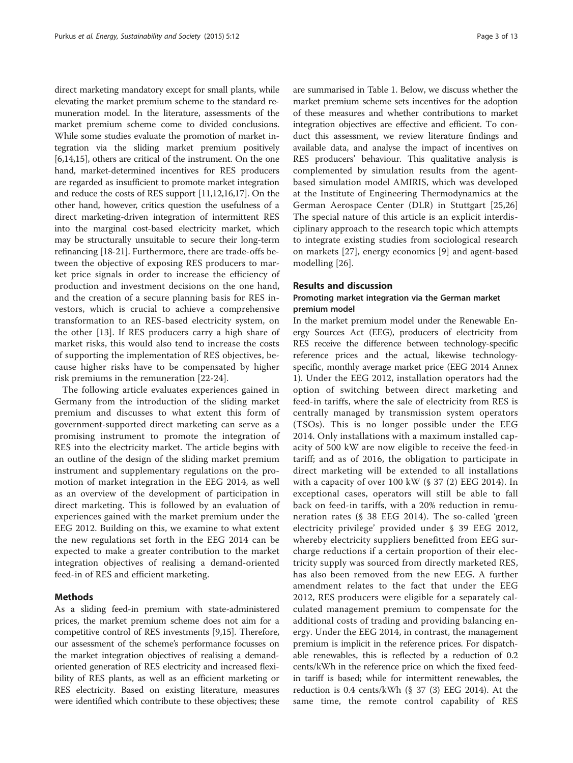direct marketing mandatory except for small plants, while elevating the market premium scheme to the standard remuneration model. In the literature, assessments of the market premium scheme come to divided conclusions. While some studies evaluate the promotion of market integration via the sliding market premium positively [6,14,15], others are critical of the instrument. On the one hand, market-determined incentives for RES producers are regarded as insufficient to promote market integration and reduce the costs of RES support [11,12,16,17]. On the other hand, however, critics question the usefulness of a direct marketing-driven integration of intermittent RES into the marginal cost-based electricity market, which may be structurally unsuitable to secure their long-term refinancing [18-21]. Furthermore, there are trade-offs between the objective of exposing RES producers to market price signals in order to increase the efficiency of production and investment decisions on the one hand, and the creation of a secure planning basis for RES investors, which is crucial to achieve a comprehensive transformation to an RES-based electricity system, on the other [13]. If RES producers carry a high share of market risks, this would also tend to increase the costs of supporting the implementation of RES objectives, because higher risks have to be compensated by higher risk premiums in the remuneration [22-24].

The following article evaluates experiences gained in Germany from the introduction of the sliding market premium and discusses to what extent this form of government-supported direct marketing can serve as a promising instrument to promote the integration of RES into the electricity market. The article begins with an outline of the design of the sliding market premium instrument and supplementary regulations on the promotion of market integration in the EEG 2014, as well as an overview of the development of participation in direct marketing. This is followed by an evaluation of experiences gained with the market premium under the EEG 2012. Building on this, we examine to what extent the new regulations set forth in the EEG 2014 can be expected to make a greater contribution to the market integration objectives of realising a demand-oriented feed-in of RES and efficient marketing.

## Methods

As a sliding feed-in premium with state-administered prices, the market premium scheme does not aim for a competitive control of RES investments [9,15]. Therefore, our assessment of the scheme's performance focusses on the market integration objectives of realising a demand-oriented generation of RES electricity and increased flexibility of RES plants, as well as an efficient marketing or RES electricity. Based on existing literature, measures were identified which contribute to these objectives; these are summarised in Table 1. Below, we discuss whether the market premium scheme sets incentives for the adoption of these measures and whether contributions to market integration objectives are effective and efficient. To conduct this assessment, we review literature findings and available data, and analyse the impact of incentives on RES producers' behaviour. This qualitative analysis is complemented by simulation results from the agent-based simulation model AMIRIS, which was developed at the Institute of Engineering Thermodynamics at the German Aerospace Center (DLR) in Stuttgart [25,26] The special nature of this article is an explicit interdisciplinary approach to the research topic which attempts to integrate existing studies from sociological research on markets [27], energy economics [9] and agent-based modelling [26].

## Results and discussion

### Promoting market integration via the German market premium model

In the market premium model under the Renewable Energy Sources Act (EEG), producers of electricity from RES receive the difference between technology-specific reference prices and the actual, likewise technology-specific, monthly average market price (EEG 2014 Annex 1). Under the EEG 2012, installation operators had the option of switching between direct marketing and feed-in tariffs, where the sale of electricity from RES is centrally managed by transmission system operators (TSOs). This is no longer possible under the EEG 2014. Only installations with a maximum installed capacity of 500 kW are now eligible to receive the feed-in tariff; and as of 2016, the obligation to participate in direct marketing will be extended to all installations with a capacity of over 100 kW (§ 37 (2) EEG 2014). In exceptional cases, operators will still be able to fall back on feed-in tariffs, with a 20% reduction in remuneration rates (§ 38 EEG 2014). The so-called 'green electricity privilege' provided under § 39 EEG 2012, whereby electricity suppliers benefitted from EEG surcharge reductions if a certain proportion of their electricity supply was sourced from directly marketed RES, has also been removed from the new EEG. A further amendment relates to the fact that under the EEG 2012, RES producers were eligible for a separately calculated management premium to compensate for the additional costs of trading and providing balancing energy. Under the EEG 2014, in contrast, the management premium is implicit in the reference prices. For dispatchable renewables, this is reflected by a reduction of 0.2 cents/kWh in the reference price on which the fixed feed-in tariff is based; while for intermittent renewables, the reduction is 0.4 cents/kWh (§ 37 (3) EEG 2014). At the same time, the remote control capability of RES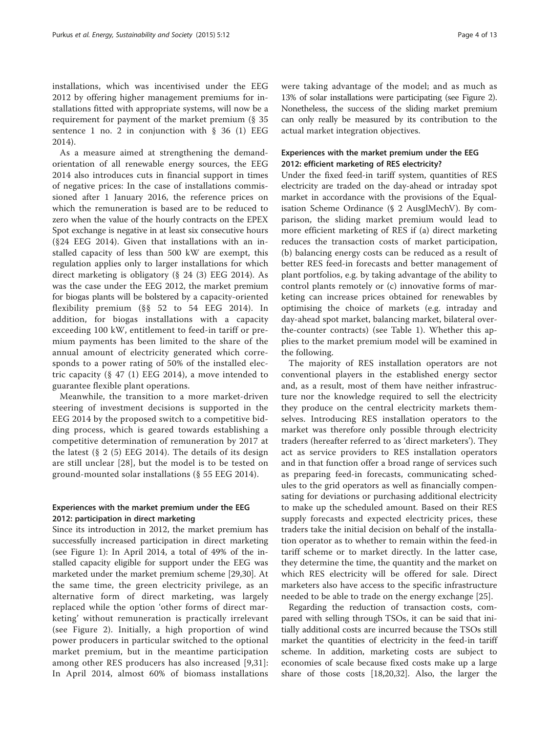installations, which was incentivised under the EEG 2012 by offering higher management premiums for installations fitted with appropriate systems, will now be a requirement for payment of the market premium (§ 35 sentence 1 no. 2 in conjunction with § 36 (1) EEG 2014).

As a measure aimed at strengthening the demand-orientation of all renewable energy sources, the EEG 2014 also introduces cuts in financial support in times of negative prices: In the case of installations commissioned after 1 January 2016, the reference prices on which the remuneration is based are to be reduced to zero when the value of the hourly contracts on the EPEX Spot exchange is negative in at least six consecutive hours (§24 EEG 2014). Given that installations with an installed capacity of less than 500 kW are exempt, this regulation applies only to larger installations for which direct marketing is obligatory (§ 24 (3) EEG 2014). As was the case under the EEG 2012, the market premium for biogas plants will be bolstered by a capacity-oriented flexibility premium (§§ 52 to 54 EEG 2014). In addition, for biogas installations with a capacity exceeding 100 kW, entitlement to feed-in tariff or premium payments has been limited to the share of the annual amount of electricity generated which corresponds to a power rating of 50% of the installed electric capacity (§ 47 (1) EEG 2014), a move intended to guarantee flexible plant operations.

Meanwhile, the transition to a more market-driven steering of investment decisions is supported in the EEG 2014 by the proposed switch to a competitive bidding process, which is geared towards establishing a competitive determination of remuneration by 2017 at the latest (§ 2 (5) EEG 2014). The details of its design are still unclear [28], but the model is to be tested on ground-mounted solar installations (§ 55 EEG 2014).

### Experiences with the market premium under the EEG 2012: participation in direct marketing

Since its introduction in 2012, the market premium has successfully increased participation in direct marketing (see Figure 1): In April 2014, a total of 49% of the installed capacity eligible for support under the EEG was marketed under the market premium scheme [29,30]. At the same time, the green electricity privilege, as an alternative form of direct marketing, was largely replaced while the option 'other forms of direct marketing' without remuneration is practically irrelevant (see Figure 2). Initially, a high proportion of wind power producers in particular switched to the optional market premium, but in the meantime participation among other RES producers has also increased [9,31]: In April 2014, almost 60% of biomass installations were taking advantage of the model; and as much as 13% of solar installations were participating (see Figure 2). Nonetheless, the success of the sliding market premium can only really be measured by its contribution to the actual market integration objectives.

### Experiences with the market premium under the EEG 2012: efficient marketing of RES electricity?

Under the fixed feed-in tariff system, quantities of RES electricity are traded on the day-ahead or intraday spot market in accordance with the provisions of the Equalisation Scheme Ordinance (§ 2 AusglMechV). By comparison, the sliding market premium would lead to more efficient marketing of RES if (a) direct marketing reduces the transaction costs of market participation, (b) balancing energy costs can be reduced as a result of better RES feed-in forecasts and better management of plant portfolios, e.g. by taking advantage of the ability to control plants remotely or (c) innovative forms of marketing can increase prices obtained for renewables by optimising the choice of markets (e.g. intraday and day-ahead spot market, balancing market, bilateral over-the-counter contracts) (see Table 1). Whether this applies to the market premium model will be examined in the following.

The majority of RES installation operators are not conventional players in the established energy sector and, as a result, most of them have neither infrastructure nor the knowledge required to sell the electricity they produce on the central electricity markets themselves. Introducing RES installation operators to the market was therefore only possible through electricity traders (hereafter referred to as 'direct marketers'). They act as service providers to RES installation operators and in that function offer a broad range of services such as preparing feed-in forecasts, communicating schedules to the grid operators as well as financially compensating for deviations or purchasing additional electricity to make up the scheduled amount. Based on their RES supply forecasts and expected electricity prices, these traders take the initial decision on behalf of the installation operator as to whether to remain within the feed-in tariff scheme or to market directly. In the latter case, they determine the time, the quantity and the market on which RES electricity will be offered for sale. Direct marketers also have access to the specific infrastructure needed to be able to trade on the energy exchange [25].

Regarding the reduction of transaction costs, compared with selling through TSOs, it can be said that initially additional costs are incurred because the TSOs still market the quantities of electricity in the feed-in tariff scheme. In addition, marketing costs are subject to economies of scale because fixed costs make up a large share of those costs [18,20,32]. Also, the larger the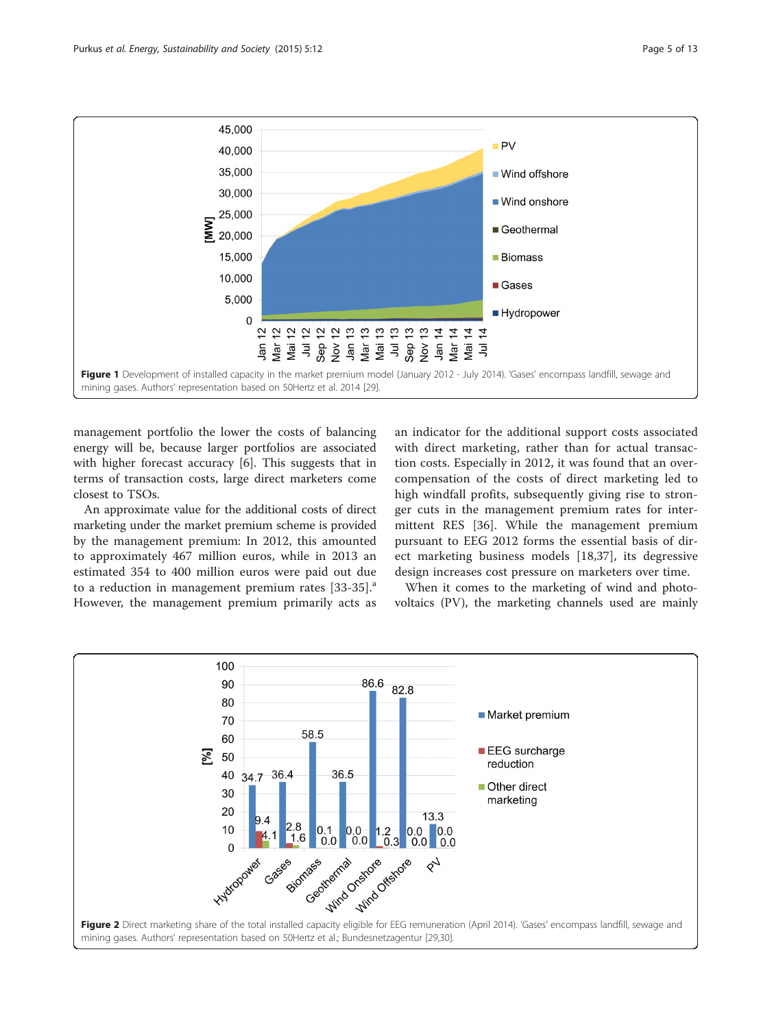**Figure 1** Development of installed capacity in the market premium model (January 2012 - July 2014). 'Gases' encompass landfill, sewage and mining gases. Authors' representation based on 50Hertz et al. 2014 [29].

management portfolio the lower the costs of balancing energy will be, because larger portfolios are associated with higher forecast accuracy [6]. This suggests that in terms of transaction costs, large direct marketers come closest to TSOs.

An approximate value for the additional costs of direct marketing under the market premium scheme is provided by the management premium: In 2012, this amounted to approximately 467 million euros, while in 2013 an estimated 354 to 400 million euros were paid out due to a reduction in management premium rates [33-35].[a] However, the management premium primarily acts as an indicator for the additional support costs associated with direct marketing, rather than for actual transaction costs. Especially in 2012, it was found that an over-compensation of the costs of direct marketing led to high windfall profits, subsequently giving rise to stronger cuts in the management premium rates for intermittent RES [36]. While the management premium pursuant to EEG 2012 forms the essential basis of direct marketing business models [18,37], its degressive design increases cost pressure on marketers over time.

When it comes to the marketing of wind and photovoltaics (PV), the marketing channels used are mainly

**Figure 2** Direct marketing share of the total installed capacity eligible for EEG remuneration (April 2014). 'Gases' encompass landfill, sewage and mining gases. Authors' representation based on 50Hertz et al.; Bundesnetzagentur [29,30].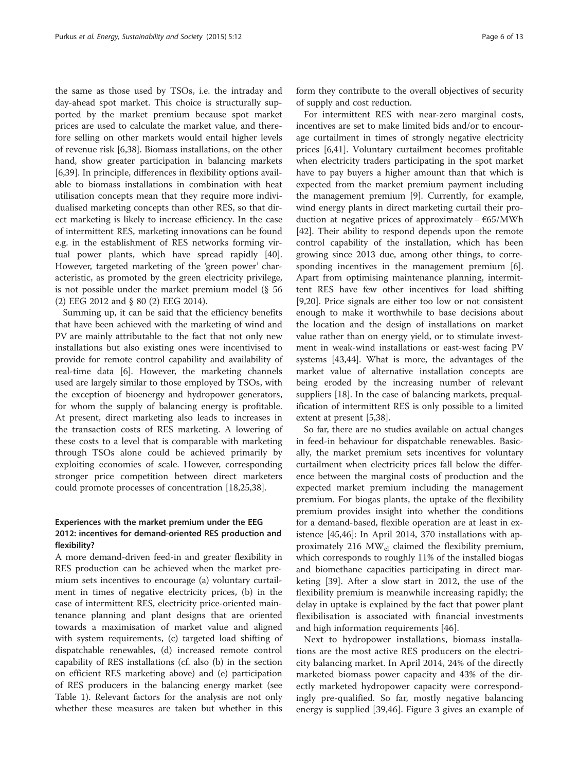the same as those used by TSOs, i.e. the intraday and day-ahead spot market. This choice is structurally supported by the market premium because spot market prices are used to calculate the market value, and therefore selling on other markets would entail higher levels of revenue risk [6,38]. Biomass installations, on the other hand, show greater participation in balancing markets [6,39]. In principle, differences in flexibility options available to biomass installations in combination with heat utilisation concepts mean that they require more individualised marketing concepts than other RES, so that direct marketing is likely to increase efficiency. In the case of intermittent RES, marketing innovations can be found e.g. in the establishment of RES networks forming virtual power plants, which have spread rapidly [40]. However, targeted marketing of the 'green power' characteristic, as promoted by the green electricity privilege, is not possible under the market premium model (§ 56 (2) EEG 2012 and § 80 (2) EEG 2014).

Summing up, it can be said that the efficiency benefits that have been achieved with the marketing of wind and PV are mainly attributable to the fact that not only new installations but also existing ones were incentivised to provide for remote control capability and availability of real-time data [6]. However, the marketing channels used are largely similar to those employed by TSOs, with the exception of bioenergy and hydropower generators, for whom the supply of balancing energy is profitable. At present, direct marketing also leads to increases in the transaction costs of RES marketing. A lowering of these costs to a level that is comparable with marketing through TSOs alone could be achieved primarily by exploiting economies of scale. However, corresponding stronger price competition between direct marketers could promote processes of concentration [18,25,38].

## Experiences with the market premium under the EEG 2012: incentives for demand-oriented RES production and flexibility?

A more demand-driven feed-in and greater flexibility in RES production can be achieved when the market premium sets incentives to encourage (a) voluntary curtailment in times of negative electricity prices, (b) in the case of intermittent RES, electricity price-oriented maintenance planning and plant designs that are oriented towards a maximisation of market value and aligned with system requirements, (c) targeted load shifting of dispatchable renewables, (d) increased remote control capability of RES installations (cf. also (b) in the section on efficient RES marketing above) and (e) participation of RES producers in the balancing energy market (see Table 1). Relevant factors for the analysis are not only whether these measures are taken but whether in this form they contribute to the overall objectives of security of supply and cost reduction.

For intermittent RES with near-zero marginal costs, incentives are set to make limited bids and/or to encourage curtailment in times of strongly negative electricity prices [6,41]. Voluntary curtailment becomes profitable when electricity traders participating in the spot market have to pay buyers a higher amount than that which is expected from the market premium payment including the management premium [9]. Currently, for example, wind energy plants in direct marketing curtail their production at negative prices of approximately – €65/MWh [42]. Their ability to respond depends upon the remote control capability of the installation, which has been growing since 2013 due, among other things, to corresponding incentives in the management premium [6]. Apart from optimising maintenance planning, intermittent RES have few other incentives for load shifting [9,20]. Price signals are either too low or not consistent enough to make it worthwhile to base decisions about the location and the design of installations on market value rather than on energy yield, or to stimulate investment in weak-wind installations or east-west facing PV systems [43,44]. What is more, the advantages of the market value of alternative installation concepts are being eroded by the increasing number of relevant suppliers [18]. In the case of balancing markets, prequalification of intermittent RES is only possible to a limited extent at present [5,38].

So far, there are no studies available on actual changes in feed-in behaviour for dispatchable renewables. Basically, the market premium sets incentives for voluntary curtailment when electricity prices fall below the difference between the marginal costs of production and the expected market premium including the management premium. For biogas plants, the uptake of the flexibility premium provides insight into whether the conditions for a demand-based, flexible operation are at least in existence [45,46]: In April 2014, 370 installations with approximately 216 $MW_{el}$ claimed the flexibility premium, which corresponds to roughly 11% of the installed biogas and biomethane capacities participating in direct marketing [39]. After a slow start in 2012, the use of the flexibility premium is meanwhile increasing rapidly; the delay in uptake is explained by the fact that power plant flexibilisation is associated with financial investments and high information requirements [46].

Next to hydropower installations, biomass installations are the most active RES producers on the electricity balancing market. In April 2014, 24% of the directly marketed biomass power capacity and 43% of the directly marketed hydropower capacity were correspondingly pre-qualified. So far, mostly negative balancing energy is supplied [39,46]. Figure 3 gives an example of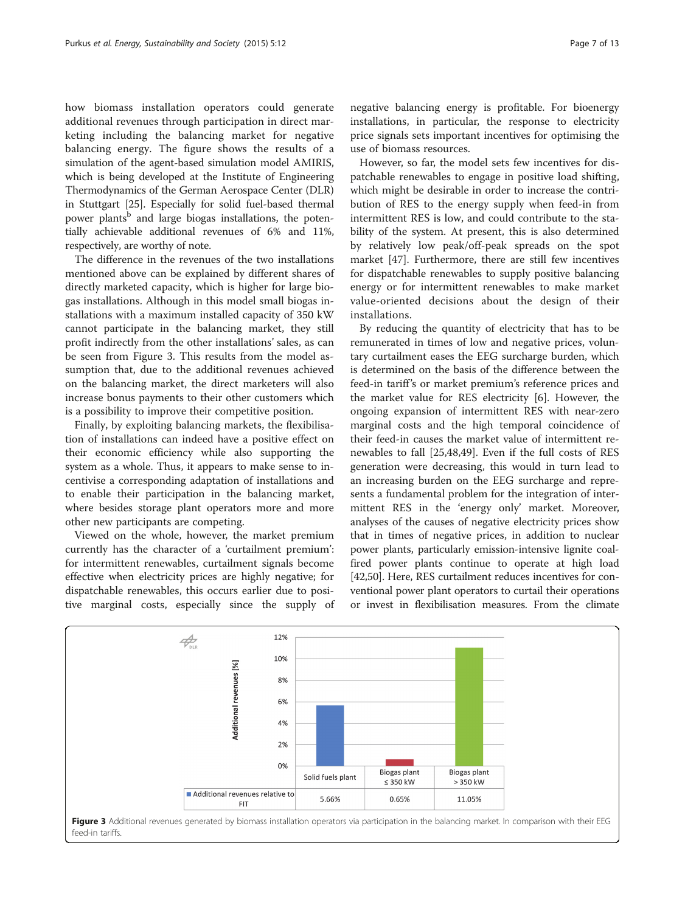how biomass installation operators could generate additional revenues through participation in direct marketing including the balancing market for negative balancing energy. The figure shows the results of a simulation of the agent-based simulation model AMIRIS, which is being developed at the Institute of Engineering Thermodynamics of the German Aerospace Center (DLR) in Stuttgart [25]. Especially for solid fuel-based thermal power plants[b] and large biogas installations, the potentially achievable additional revenues of 6% and 11%, respectively, are worthy of note.

The difference in the revenues of the two installations mentioned above can be explained by different shares of directly marketed capacity, which is higher for large biogas installations. Although in this model small biogas installations with a maximum installed capacity of 350 kW cannot participate in the balancing market, they still profit indirectly from the other installations' sales, as can be seen from Figure 3. This results from the model assumption that, due to the additional revenues achieved on the balancing market, the direct marketers will also increase bonus payments to their other customers which is a possibility to improve their competitive position.

Finally, by exploiting balancing markets, the flexibilisation of installations can indeed have a positive effect on their economic efficiency while also supporting the system as a whole. Thus, it appears to make sense to incentivise a corresponding adaptation of installations and to enable their participation in the balancing market, where besides storage plant operators more and more other new participants are competing.

Viewed on the whole, however, the market premium currently has the character of a 'curtailment premium': for intermittent renewables, curtailment signals become effective when electricity prices are highly negative; for dispatchable renewables, this occurs earlier due to positive marginal costs, especially since the supply of negative balancing energy is profitable. For bioenergy installations, in particular, the response to electricity price signals sets important incentives for optimising the use of biomass resources.

However, so far, the model sets few incentives for dispatchable renewables to engage in positive load shifting, which might be desirable in order to increase the contribution of RES to the energy supply when feed-in from intermittent RES is low, and could contribute to the stability of the system. At present, this is also determined by relatively low peak/off-peak spreads on the spot market [47]. Furthermore, there are still few incentives for dispatchable renewables to supply positive balancing energy or for intermittent renewables to make market value-oriented decisions about the design of their installations.

By reducing the quantity of electricity that has to be remunerated in times of low and negative prices, voluntary curtailment eases the EEG surcharge burden, which is determined on the basis of the difference between the feed-in tariff's or market premium's reference prices and the market value for RES electricity [6]. However, the ongoing expansion of intermittent RES with near-zero marginal costs and the high temporal coincidence of their feed-in causes the market value of intermittent renewables to fall [25,48,49]. Even if the full costs of RES generation were decreasing, this would in turn lead to an increasing burden on the EEG surcharge and represents a fundamental problem for the integration of intermittent RES in the 'energy only' market. Moreover, analyses of the causes of negative electricity prices show that in times of negative prices, in addition to nuclear power plants, particularly emission-intensive lignite coal-fired power plants continue to operate at high load [42,50]. Here, RES curtailment reduces incentives for conventional power plant operators to curtail their operations or invest in flexibilisation measures. From the climate

DLR

Additional revenues [%]

12%
10%
8%
6%
4%
2%
0%

Solid fuels plant
Biogas plant ≤ 350 kW
Biogas plant > 350 kW

Additional revenues relative to FIT
5.66%
0.65%
11.05%

**Figure 3** Additional revenues generated by biomass installation operators via participation in the balancing market. In comparison with their EEG feed-in tariffs.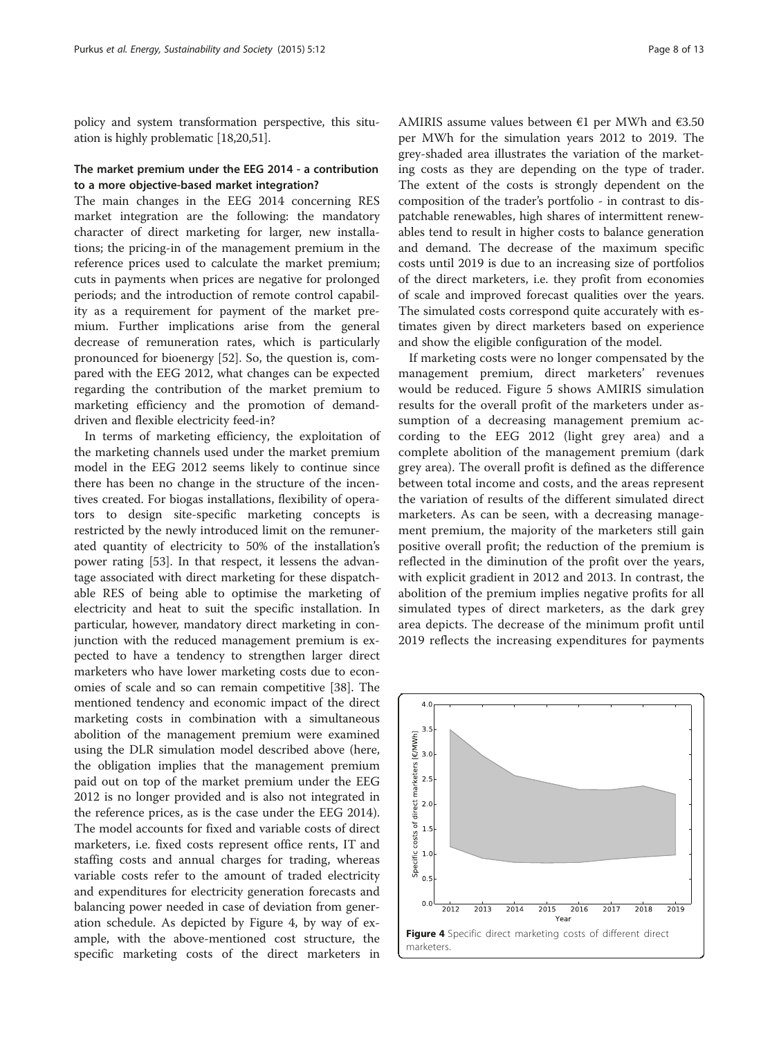policy and system transformation perspective, this situation is highly problematic [18,20,51].

### The market premium under the EEG 2014 - a contribution to a more objective-based market integration?

The main changes in the EEG 2014 concerning RES market integration are the following: the mandatory character of direct marketing for larger, new installations; the pricing-in of the management premium in the reference prices used to calculate the market premium; cuts in payments when prices are negative for prolonged periods; and the introduction of remote control capability as a requirement for payment of the market premium. Further implications arise from the general decrease of remuneration rates, which is particularly pronounced for bioenergy [52]. So, the question is, compared with the EEG 2012, what changes can be expected regarding the contribution of the market premium to marketing efficiency and the promotion of demand-driven and flexible electricity feed-in?

In terms of marketing efficiency, the exploitation of the marketing channels used under the market premium model in the EEG 2012 seems likely to continue since there has been no change in the structure of the incentives created. For biogas installations, flexibility of operators to design site-specific marketing concepts is restricted by the newly introduced limit on the remunerated quantity of electricity to 50% of the installation's power rating [53]. In that respect, it lessens the advantage associated with direct marketing for these dispatchable RES of being able to optimise the marketing of electricity and heat to suit the specific installation. In particular, however, mandatory direct marketing in conjunction with the reduced management premium is expected to have a tendency to strengthen larger direct marketers who have lower marketing costs due to economies of scale and so can remain competitive [38]. The mentioned tendency and economic impact of the direct marketing costs in combination with a simultaneous abolition of the management premium were examined using the DLR simulation model described above (here, the obligation implies that the management premium paid out on top of the market premium under the EEG 2012 is no longer provided and is also not integrated in the reference prices, as is the case under the EEG 2014). The model accounts for fixed and variable costs of direct marketers, i.e. fixed costs represent office rents, IT and staffing costs and annual charges for trading, whereas variable costs refer to the amount of traded electricity and expenditures for electricity generation forecasts and balancing power needed in case of deviation from generation schedule. As depicted by Figure 4, by way of example, with the above-mentioned cost structure, the specific marketing costs of the direct marketers in AMIRIS assume values between €1 per MWh and €3.50 per MWh for the simulation years 2012 to 2019. The grey-shaded area illustrates the variation of the marketing costs as they are depending on the type of trader. The extent of the costs is strongly dependent on the composition of the trader's portfolio - in contrast to dispatchable renewables, high shares of intermittent renewables tend to result in higher costs to balance generation and demand. The decrease of the maximum specific costs until 2019 is due to an increasing size of portfolios of the direct marketers, i.e. they profit from economies of scale and improved forecast qualities over the years. The simulated costs correspond quite accurately with estimates given by direct marketers based on experience and show the eligible configuration of the model.

If marketing costs were no longer compensated by the management premium, direct marketers' revenues would be reduced. Figure 5 shows AMIRIS simulation results for the overall profit of the marketers under assumption of a decreasing management premium according to the EEG 2012 (light grey area) and a complete abolition of the management premium (dark grey area). The overall profit is defined as the difference between total income and costs, and the areas represent the variation of results of the different simulated direct marketers. As can be seen, with a decreasing management premium, the majority of the marketers still gain positive overall profit; the reduction of the premium is reflected in the diminution of the profit over the years, with explicit gradient in 2012 and 2013. In contrast, the abolition of the premium implies negative profits for all simulated types of direct marketers, as the dark grey area depicts. The decrease of the minimum profit until 2019 reflects the increasing expenditures for payments

**Figure 4** Specific direct marketing costs of different direct marketers.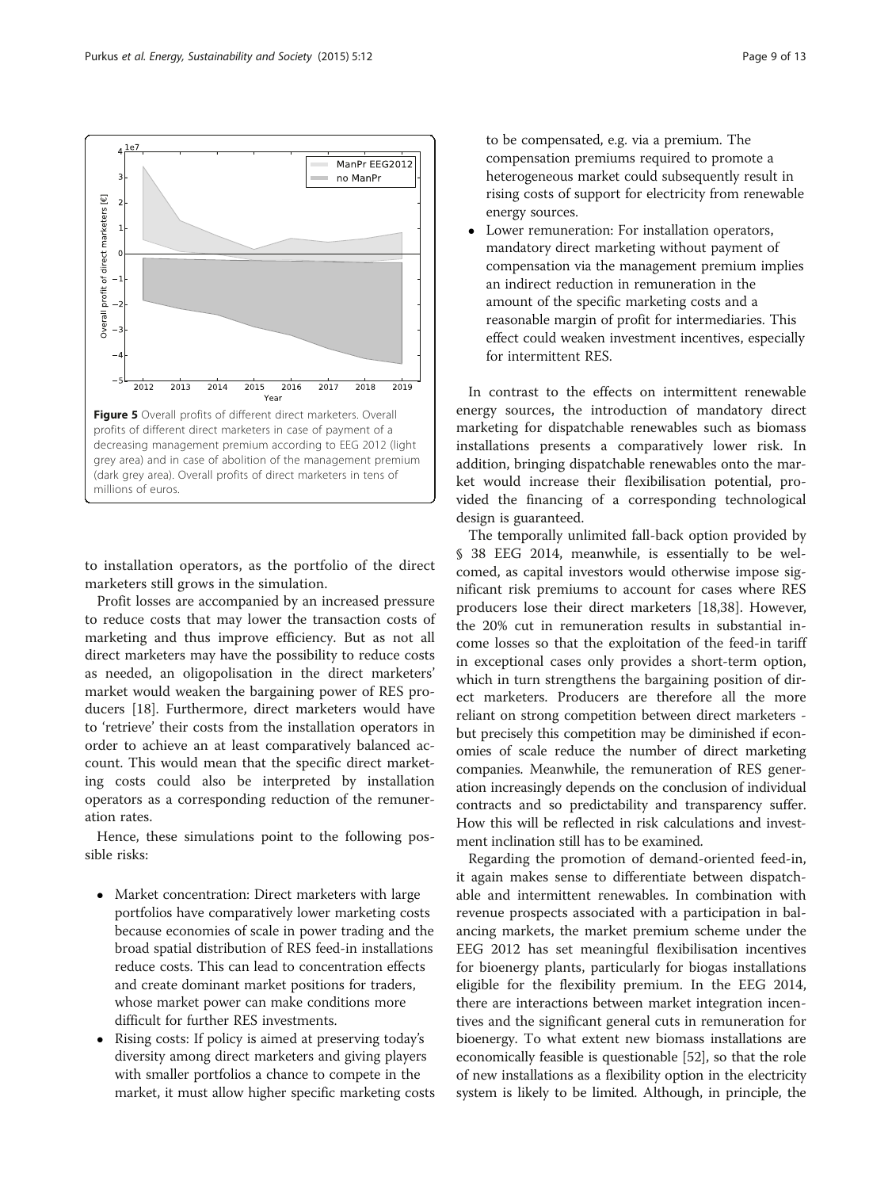1e7

ManPr EEG2012

no ManPr

Overall profit of direct marketers [€]

4

3

2

1

0

−1

−2

−3

−4

−5

2012 2013 2014 2015 2016 2017 2018 2019

Year

**Figure 5** Overall profits of different direct marketers. Overall profits of different direct marketers in case of payment of a decreasing management premium according to EEG 2012 (light grey area) and in case of abolition of the management premium (dark grey area). Overall profits of direct marketers in tens of millions of euros.

to installation operators, as the portfolio of the direct marketers still grows in the simulation.

Profit losses are accompanied by an increased pressure to reduce costs that may lower the transaction costs of marketing and thus improve efficiency. But as not all direct marketers may have the possibility to reduce costs as needed, an oligopolisation in the direct marketers' market would weaken the bargaining power of RES producers [18]. Furthermore, direct marketers would have to 'retrieve' their costs from the installation operators in order to achieve an at least comparatively balanced account. This would mean that the specific direct marketing costs could also be interpreted by installation operators as a corresponding reduction of the remuneration rates.

Hence, these simulations point to the following possible risks:

- Market concentration: Direct marketers with large portfolios have comparatively lower marketing costs because economies of scale in power trading and the broad spatial distribution of RES feed-in installations reduce costs. This can lead to concentration effects and create dominant market positions for traders, whose market power can make conditions more difficult for further RES investments.
- Rising costs: If policy is aimed at preserving today's diversity among direct marketers and giving players with smaller portfolios a chance to compete in the market, it must allow higher specific marketing costs to be compensated, e.g. via a premium. The compensation premiums required to promote a heterogeneous market could subsequently result in rising costs of support for electricity from renewable energy sources.
- Lower remuneration: For installation operators, mandatory direct marketing without payment of compensation via the management premium implies an indirect reduction in remuneration in the amount of the specific marketing costs and a reasonable margin of profit for intermediaries. This effect could weaken investment incentives, especially for intermittent RES.

In contrast to the effects on intermittent renewable energy sources, the introduction of mandatory direct marketing for dispatchable renewables such as biomass installations presents a comparatively lower risk. In addition, bringing dispatchable renewables onto the market would increase their flexibilisation potential, provided the financing of a corresponding technological design is guaranteed.

The temporally unlimited fall-back option provided by § 38 EEG 2014, meanwhile, is essentially to be welcomed, as capital investors would otherwise impose significant risk premiums to account for cases where RES producers lose their direct marketers [18,38]. However, the 20% cut in remuneration results in substantial income losses so that the exploitation of the feed-in tariff in exceptional cases only provides a short-term option, which in turn strengthens the bargaining position of direct marketers. Producers are therefore all the more reliant on strong competition between direct marketers - but precisely this competition may be diminished if economies of scale reduce the number of direct marketing companies. Meanwhile, the remuneration of RES generation increasingly depends on the conclusion of individual contracts and so predictability and transparency suffer. How this will be reflected in risk calculations and investment inclination still has to be examined.

Regarding the promotion of demand-oriented feed-in, it again makes sense to differentiate between dispatchable and intermittent renewables. In combination with revenue prospects associated with a participation in balancing markets, the market premium scheme under the EEG 2012 has set meaningful flexibilisation incentives for bioenergy plants, particularly for biogas installations eligible for the flexibility premium. In the EEG 2014, there are interactions between market integration incentives and the significant general cuts in remuneration for bioenergy. To what extent new biomass installations are economically feasible is questionable [52], so that the role of new installations as a flexibility option in the electricity system is likely to be limited. Although, in principle, the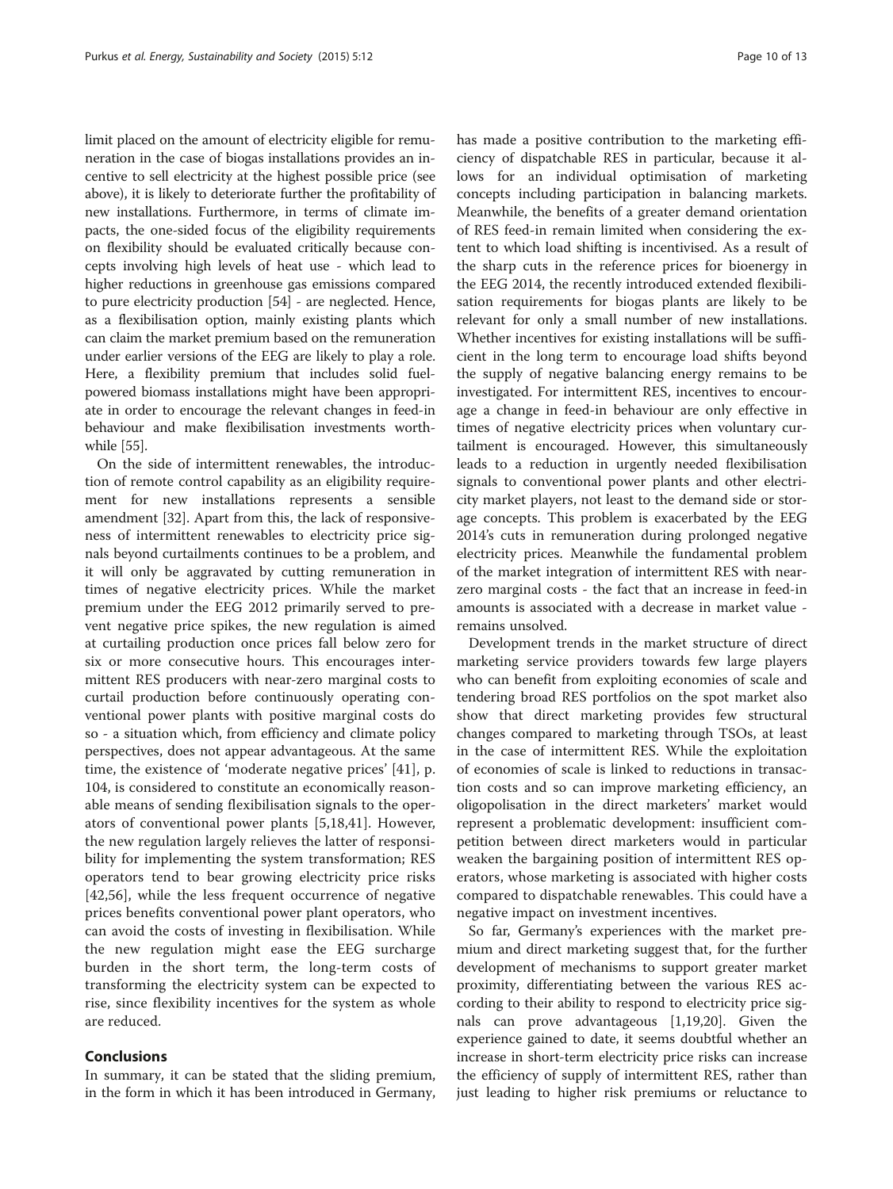limit placed on the amount of electricity eligible for remuneration in the case of biogas installations provides an incentive to sell electricity at the highest possible price (see above), it is likely to deteriorate further the profitability of new installations. Furthermore, in terms of climate impacts, the one-sided focus of the eligibility requirements on flexibility should be evaluated critically because concepts involving high levels of heat use - which lead to higher reductions in greenhouse gas emissions compared to pure electricity production [54] - are neglected. Hence, as a flexibilisation option, mainly existing plants which can claim the market premium based on the remuneration under earlier versions of the EEG are likely to play a role. Here, a flexibility premium that includes solid fuel-powered biomass installations might have been appropriate in order to encourage the relevant changes in feed-in behaviour and make flexibilisation investments worthwhile [55].

On the side of intermittent renewables, the introduction of remote control capability as an eligibility requirement for new installations represents a sensible amendment [32]. Apart from this, the lack of responsiveness of intermittent renewables to electricity price signals beyond curtailments continues to be a problem, and it will only be aggravated by cutting remuneration in times of negative electricity prices. While the market premium under the EEG 2012 primarily served to prevent negative price spikes, the new regulation is aimed at curtailing production once prices fall below zero for six or more consecutive hours. This encourages intermittent RES producers with near-zero marginal costs to curtail production before continuously operating conventional power plants with positive marginal costs do so - a situation which, from efficiency and climate policy perspectives, does not appear advantageous. At the same time, the existence of 'moderate negative prices' [41], p. 104, is considered to constitute an economically reasonable means of sending flexibilisation signals to the operators of conventional power plants [5,18,41]. However, the new regulation largely relieves the latter of responsibility for implementing the system transformation; RES operators tend to bear growing electricity price risks [42,56], while the less frequent occurrence of negative prices benefits conventional power plant operators, who can avoid the costs of investing in flexibilisation. While the new regulation might ease the EEG surcharge burden in the short term, the long-term costs of transforming the electricity system can be expected to rise, since flexibility incentives for the system as whole are reduced.

## Conclusions

In summary, it can be stated that the sliding premium, in the form in which it has been introduced in Germany, has made a positive contribution to the marketing efficiency of dispatchable RES in particular, because it allows for an individual optimisation of marketing concepts including participation in balancing markets. Meanwhile, the benefits of a greater demand orientation of RES feed-in remain limited when considering the extent to which load shifting is incentivised. As a result of the sharp cuts in the reference prices for bioenergy in the EEG 2014, the recently introduced extended flexibilisation requirements for biogas plants are likely to be relevant for only a small number of new installations. Whether incentives for existing installations will be sufficient in the long term to encourage load shifts beyond the supply of negative balancing energy remains to be investigated. For intermittent RES, incentives to encourage a change in feed-in behaviour are only effective in times of negative electricity prices when voluntary curtailment is encouraged. However, this simultaneously leads to a reduction in urgently needed flexibilisation signals to conventional power plants and other electricity market players, not least to the demand side or storage concepts. This problem is exacerbated by the EEG 2014's cuts in remuneration during prolonged negative electricity prices. Meanwhile the fundamental problem of the market integration of intermittent RES with near-zero marginal costs - the fact that an increase in feed-in amounts is associated with a decrease in market value - remains unsolved.

Development trends in the market structure of direct marketing service providers towards few large players who can benefit from exploiting economies of scale and tendering broad RES portfolios on the spot market also show that direct marketing provides few structural changes compared to marketing through TSOs, at least in the case of intermittent RES. While the exploitation of economies of scale is linked to reductions in transaction costs and so can improve marketing efficiency, an oligopolisation in the direct marketers' market would represent a problematic development: insufficient competition between direct marketers would in particular weaken the bargaining position of intermittent RES operators, whose marketing is associated with higher costs compared to dispatchable renewables. This could have a negative impact on investment incentives.

So far, Germany's experiences with the market premium and direct marketing suggest that, for the further development of mechanisms to support greater market proximity, differentiating between the various RES according to their ability to respond to electricity price signals can prove advantageous [1,19,20]. Given the experience gained to date, it seems doubtful whether an increase in short-term electricity price risks can increase the efficiency of supply of intermittent RES, rather than just leading to higher risk premiums or reluctance to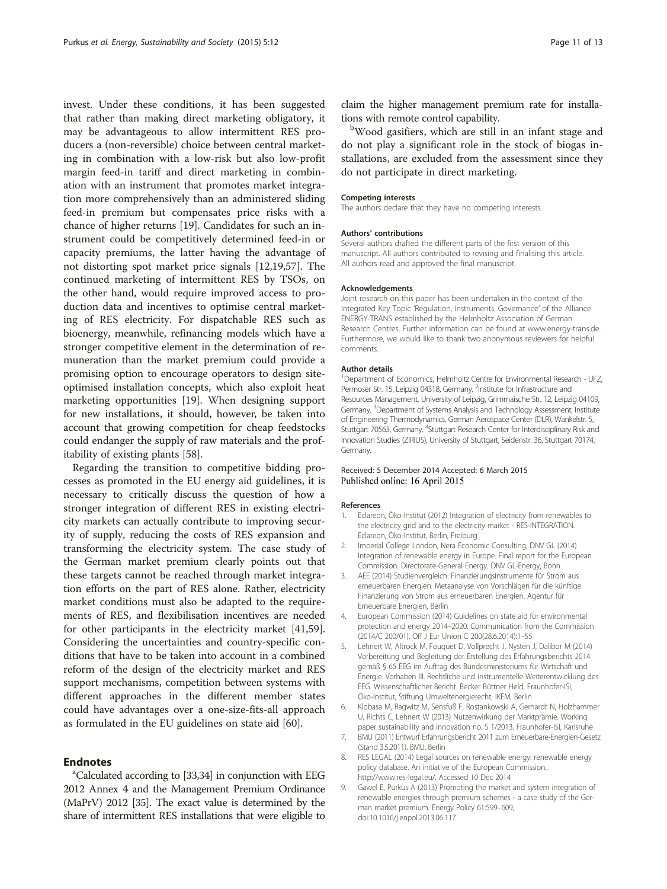invest. Under these conditions, it has been suggested that rather than making direct marketing obligatory, it may be advantageous to allow intermittent RES producers a (non-reversible) choice between central marketing in combination with a low-risk but also low-profit margin feed-in tariff and direct marketing in combination with an instrument that promotes market integration more comprehensively than an administered sliding feed-in premium but compensates price risks with a chance of higher returns [19]. Candidates for such an instrument could be competitively determined feed-in or capacity premiums, the latter having the advantage of not distorting spot market price signals [12,19,57]. The continued marketing of intermittent RES by TSOs, on the other hand, would require improved access to production data and incentives to optimise central marketing of RES electricity. For dispatchable RES such as bioenergy, meanwhile, refinancing models which have a stronger competitive element in the determination of remuneration than the market premium could provide a promising option to encourage operators to design site-optimised installation concepts, which also exploit heat marketing opportunities [19]. When designing support for new installations, it should, however, be taken into account that growing competition for cheap feedstocks could endanger the supply of raw materials and the profitability of existing plants [58].

Regarding the transition to competitive bidding processes as promoted in the EU energy aid guidelines, it is necessary to critically discuss the question of how a stronger integration of different RES in existing electricity markets can actually contribute to improving security of supply, reducing the costs of RES expansion and transforming the electricity system. The case study of the German market premium clearly points out that these targets cannot be reached through market integration efforts on the part of RES alone. Rather, electricity market conditions must also be adapted to the requirements of RES, and flexibilisation incentives are needed for other participants in the electricity market [41,59]. Considering the uncertainties and country-specific conditions that have to be taken into account in a combined reform of the design of the electricity market and RES support mechanisms, competition between systems with different approaches in the different member states could have advantages over a one-size-fits-all approach as formulated in the EU guidelines on state aid [60].

## Endnotes

[a]Calculated according to [33,34] in conjunction with EEG 2012 Annex 4 and the Management Premium Ordinance (MaPrV) 2012 [35]. The exact value is determined by the share of intermittent RES installations that were eligible to claim the higher management premium rate for installations with remote control capability.

[b]Wood gasifiers, which are still in an infant stage and do not play a significant role in the stock of biogas installations, are excluded from the assessment since they do not participate in direct marketing.

#### Competing interests
The authors declare that they have no competing interests.

#### Authors' contributions
Several authors drafted the different parts of the first version of this manuscript. All authors contributed to revising and finalising this article. All authors read and approved the final manuscript.

#### Acknowledgements
Joint research on this paper has been undertaken in the context of the Integrated Key Topic 'Regulation, Instruments, Governance' of the Alliance ENERGY-TRANS established by the Helmholtz Association of German Research Centres. Further information can be found at www.energy-trans.de. Furthermore, we would like to thank two anonymous reviewers for helpful comments.

#### Author details
[1]Department of Economics, Helmholtz Centre for Environmental Research - UFZ, Permoser Str. 15, Leipzig 04318, Germany. [2]Institute for Infrastructure and Resources Management, University of Leipzig, Grimmaische Str. 12, Leipzig 04109, Germany. [3]Department of Systems Analysis and Technology Assessment, Institute of Engineering Thermodynamics, German Aerospace Center (DLR), Wankelstr. 5, Stuttgart 70563, Germany. [4]Stuttgart Research Center for Interdisciplinary Risk and Innovation Studies (ZIRIUS), University of Stuttgart, Seidenstr. 36, Stuttgart 70174, Germany.

Received: 5 December 2014 Accepted: 6 March 2015
Published online: 16 April 2015

#### References

1. Eclareon, Öko-Institut (2012) Integration of electricity from renewables to the electricity grid and to the electricity market - RES-INTEGRATION. Eclareon, Öko-Institut, Berlin, Freiburg
2. Imperial College London, Nera Economic Consulting, DNV GL (2014) Integration of renewable energy in Europe. Final report for the European Commission. Directorate-General Energy. DNV GL-Energy, Bonn
3. AEE (2014) Studienvergleich: Finanzierungsinstrumente für Strom aus erneuerbaren Energien. Metaanalyse von Vorschlägen für die künftige Finanzierung von Strom aus erneuerbaren Energien. Agentur für Erneuerbare Energien, Berlin
4. European Commission (2014) Guidelines on state aid for environmental protection and energy 2014–2020. Communication from the Commission (2014/C 200/01). Off J Eur Union C 200(28.6.2014):1–55
5. Lehnert W, Altrock M, Fouquet D, Vollprecht J, Nysten J, Dalibor M (2014) Vorbereitung und Begleitung der Erstellung des Erfahrungsberichts 2014 gemäß § 65 EEG im Auftrag des Bundesministeriums für Wirtschaft und Energie. Vorhaben III. Rechtliche und instrumentelle Weiterentwicklung des EEG. Wissenschaftlicher Bericht. Becker Büttner Held, Fraunhofer-ISI, Öko-Institut, Stiftung Umweltenergierecht, IKEM, Berlin
6. Klobasa M, Ragwitz M, Sensfuß F, Rostankowski A, Gerhardt N, Holzhammer U, Richts C, Lehnert W (2013) Nutzenwirkung der Marktprämie. Working paper sustainability and innovation no. S 1/2013. Fraunhofer-ISI, Karlsruhe
7. BMU (2011) Entwurf Erfahrungsbericht 2011 zum Erneuerbare-Energien-Gesetz (Stand 3.5.2011). BMU, Berlin
8. RES LEGAL (2014) Legal sources on renewable energy: renewable energy policy database. An initiative of the European Commission., http://www.res-legal.eu/. Accessed 10 Dec 2014
9. Gawel E, Purkus A (2013) Promoting the market and system integration of renewable energies through premium schemes - a case study of the German market premium. Energy Policy 61:599–609, doi:10.1016/j.enpol.2013.06.117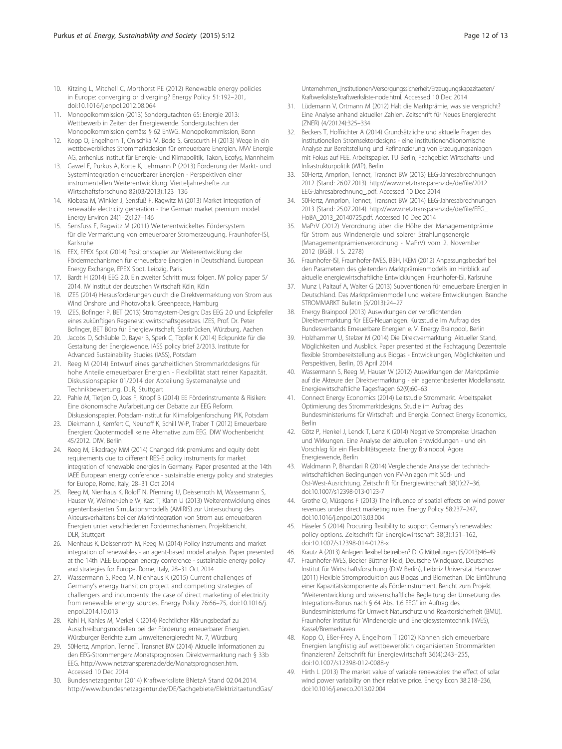10. Kitzing L, Mitchell C, Morthorst PE (2012) Renewable energy policies in Europe: converging or diverging? Energy Policy 51:192–201, doi:10.1016/j.enpol.2012.08.064
11. Monopolkommission (2013) Sondergutachten 65: Energie 2013: Wettbewerb in Zeiten der Energiewende. Sondergutachten der Monopolkommission gemäss § 62 EnWG. Monopolkommission, Bonn
12. Kopp O, Engelhorn T, Onischka M, Bode S, Groscurth H (2013) Wege in ein wettbewerbliches Strommarktdesign für erneuerbare Energien. MVV Energie AG, arrhenius Institut für Energie- und Klimapolitik, Takon, Ecofys, Mannheim
13. Gawel E, Purkus A, Korte K, Lehmann P (2013) Förderung der Markt- und Systemintegration erneuerbarer Energien - Perspektiven einer instrumentellen Weiterentwicklung. Vierteljahreshefte zur Wirtschaftsforschung 82(03/2013):123–136
14. Klobasa M, Winkler J, Sensfuß F, Ragwitz M (2013) Market integration of renewable electricity generation - the German market premium model. Energy Environ 24(1–2):127–146
15. Sensfuss F, Ragwitz M (2011) Weiterentwickeltes Fördersystem für die Vermarktung von erneuerbarer Stromerzeugung. Fraunhofer-ISI, Karlsruhe
16. EEX, EPEX Spot (2014) Positionspapier zur Weiterentwicklung der Fördermechanismen für erneuerbare Energien in Deutschland. European Energy Exchange, EPEX Spot, Leipzig, Paris
17. Bardt H (2014) EEG 2.0. Ein zweiter Schritt muss folgen. IW policy paper 5/2014. IW Institut der deutschen Wirtschaft Köln, Köln
18. IZES (2014) Herausforderungen durch die Direktvermarktung von Strom aus Wind Onshore und Photovoltaik. Greenpeace, Hamburg
19. IZES, Bofinger P, BET (2013) Stromsystem-Design: Das EEG 2.0 und Eckpfeiler eines zukünftigen Regenerativwirtschaftsgesetzes. IZES, Prof. Dr. Peter Bofinger, BET Büro für Energiewirtschaft, Saarbrücken, Würzburg, Aachen
20. Jacobs D, Schäuble D, Bayer B, Sperk C, Töpfer K (2014) Eckpunkte für die Gestaltung der Energiewende. IASS policy brief 2/2013. Institute for Advanced Sustainability Studies (IASS), Potsdam
21. Reeg M (2014) Entwurf eines ganzheitlichen Strommarktdesigns für hohe Anteile erneuerbarer Energien - Flexibilität statt reiner Kapazität. Diskussionspapier 01/2014 der Abteilung Systemanalyse und Technikbewertung. DLR, Stuttgart
22. Pahle M, Tietjen O, Joas F, Knopf B (2014) EE Förderinstrumente & Risiken: Eine ökonomische Aufarbeitung der Debatte zur EEG Reform. Diskussionspapier. Potsdam-Institut für Klimafolgenforschung PIK, Potsdam
23. Diekmann J, Kemfert C, Neuhoff K, Schill W-P, Traber T (2012) Erneuerbare Energien: Quotenmodell keine Alternative zum EEG. DIW Wochenbericht 45/2012. DIW, Berlin
24. Reeg M, Elkadragy MM (2014) Changed risk premiums and equity debt requirements due to different RES-E policy instruments for market integration of renewable energies in Germany. Paper presented at the 14th IAEE European energy conference - sustainable energy policy and strategies for Europe, Rome, Italy, 28–31 Oct 2014
25. Reeg M, Nienhaus K, Roloff N, Pfenning U, Deissenroth M, Wassermann S, Hauser W, Weimer-Jehle W, Kast T, Klann U (2013) Weiterentwicklung eines agentenbasierten Simulationsmodells (AMIRIS) zur Untersuchung des Akteursverhaltens bei der Marktintegration von Strom aus erneuerbaren Energien unter verschiedenen Fördermechanismen. Projektbericht. DLR, Stuttgart
26. Nienhaus K, Deissenroth M, Reeg M (2014) Policy instruments and market integration of renewables - an agent-based model analysis. Paper presented at the 14th IAEE European energy conference - sustainable energy policy and strategies for Europe, Rome, Italy, 28–31 Oct 2014
27. Wassermann S, Reeg M, Nienhaus K (2015) Current challenges of Germany's energy transition project and competing strategies of challengers and incumbents: the case of direct marketing of electricity from renewable energy sources. Energy Policy 76:66–75, doi:10.1016/j.enpol.2014.10.013
28. Kahl H, Kahles M, Merkel K (2014) Rechtlicher Klärungsbedarf zu Ausschreibungsmodellen bei der Förderung erneuerbarer Energien. Würzburger Berichte zum Umweltenergierecht Nr. 7, Würzburg
29. 50Hertz, Amprion, TenneT, Transnet BW (2014) Aktuelle Informationen zu den EEG-Strommengen: Monatsprognosen. Direktvermarktung nach § 33b EEG. http://www.netztransparenz.de/de/Monatsprognosen.htm. Accessed 10 Dec 2014
30. Bundesnetzagentur (2014) Kraftwerksliste BNetzA Stand 02.04.2014. http://www.bundesnetzagentur.de/DE/Sachgebiete/ElektrizitaetundGas/Unternehmen_Institutionen/Versorgungssicherheit/Erzeugungskapazitaeten/Kraftwerksliste/kraftwerksliste-node.html. Accessed 10 Dec 2014
31. Lüdemann V, Ortmann M (2012) Hält die Marktprämie, was sie verspricht? Eine Analyse anhand aktueller Zahlen. Zeitschrift für Neues Energierecht (ZNER) (4/20124):325–334
32. Beckers T, Hoffrichter A (2014) Grundsätzliche und aktuelle Fragen des institutionellen Stromsektordesigns - eine institutionenökonomische Analyse zur Bereitstellung und Refinanzierung von Erzeugungsanlagen mit Fokus auf FEE. Arbeitspapier. TU Berlin, Fachgebiet Wirtschafts- und Infrastrukturpolitik (WIP), Berlin
33. 50Hertz, Amprion, Tennet, Transnet BW (2013) EEG-Jahresabrechnungen 2012 (Stand: 26.07.2013). http://www.netztransparenz.de/de/file/2012_EEG-Jahresabrechnung_.pdf. Accessed 10 Dec 2014
34. 50Hertz, Amprion, Tennet, Transnet BW (2014) EEG-Jahresabrechnungen 2013 (Stand: 25.07.2014). http://www.netztransparenz.de/de/file/EEG_HoBA_2013_20140725.pdf. Accessed 10 Dec 2014
35. MaPrV (2012) Verordnung über die Höhe der Managementprämie für Strom aus Windenergie und solarer Strahlungsenergie (Managementprämienverordnung - MaPrV) vom 2. November 2012 (BGBl. I S. 2278)
36. Fraunhofer-ISI, Fraunhofer-IWES, BBH, IKEM (2012) Anpassungsbedarf bei den Parametern des gleitenden Marktprämienmodells im Hinblick auf aktuelle energiewirtschaftliche Entwicklungen. Fraunhofer-ISI, Karlsruhe
37. Munz I, Paltauf A, Walter G (2013) Subventionen für erneuerbare Energien in Deutschland. Das Marktprämienmodell und weitere Entwicklungen. Branche STROMMARKT Bulletin (5/2013):24–27
38. Energy Brainpool (2013) Auswirkungen der verpflichtenden Direktvermarktung für EEG-Neuanlagen. Kurzstudie im Auftrag des Bundesverbands Erneuerbare Energien e. V. Energy Brainpool, Berlin
39. Holzhammer U, Stelzer M (2014) Die Direktvermarktung: Aktueller Stand, Möglichkeiten und Ausblick. Paper presented at the Fachtagung Dezentrale flexible Strombereitstellung aus Biogas - Entwicklungen, Möglichkeiten und Perspektiven, Berlin, 03 April 2014
40. Wassermann S, Reeg M, Hauser W (2012) Auswirkungen der Marktprämie auf die Akteure der Direktvermarktung - ein agentenbasierter Modellansatz. Energiewirtschaftliche Tagesfragen 62(9):60–63
41. Connect Energy Economics (2014) Leitstudie Strommarkt. Arbeitspaket Optimierung des Strommarktdesigns. Studie im Auftrag des Bundesministeriums für Wirtschaft und Energie. Connect Energy Economics, Berlin
42. Götz P, Henkel J, Lenck T, Lenz K (2014) Negative Strompreise: Ursachen und Wirkungen. Eine Analyse der aktuellen Entwicklungen - und ein Vorschlag für ein Flexibilitätsgesetz. Energy Brainpool, Agora Energiewende, Berlin
43. Waldmann P, Bhandari R (2014) Vergleichende Analyse der technisch-wirtschaftlichen Bedingungen von PV-Anlagen mit Süd- und Ost-West-Ausrichtung. Zeitschrift für Energiewirtschaft 38(1):27–36, doi:10.1007/s12398-013-0123-7
44. Grothe O, Müsgens F (2013) The influence of spatial effects on wind power revenues under direct marketing rules. Energy Policy 58:237–247, doi:10.1016/j.enpol.2013.03.004
45. Häseler S (2014) Procuring flexibility to support Germany's renewables: policy options. Zeitschrift für Energiewirtschaft 38(3):151–162, doi:10.1007/s12398-014-0128-x
46. Krautz A (2013) Anlagen flexibel betreiben? DLG Mitteilungen (5/2013):46–49
47. Fraunhofer-IWES, Becker Büttner Held, Deutsche Windguard, Deutsches Institut für Wirtschaftsforschung (DIW Berlin), Leibniz Universität Hannover (2011) Flexible Stromproduktion aus Biogas und Biomethan. Die Einführung einer Kapazitätskomponente als Förderinstrument. Bericht zum Projekt "Weiterentwicklung und wissenschaftliche Begleitung der Umsetzung des Integrations-Bonus nach § 64 Abs. 1.6 EEG" im Auftrag des Bundesministeriums für Umwelt Naturschutz und Reaktorsicherheit (BMU). Fraunhofer Institut für Windenergie und Energiesystemtechnik (IWES), Kassel/Bremerhaven
48. Kopp O, Eßer-Frey A, Engelhorn T (2012) Können sich erneuerbare Energien langfristig auf wettbewerblich organisierten Strommärkten finanzieren? Zeitschrift für Energiewirtschaft 36(4):243–255, doi:10.1007/s12398-012-0088-y
49. Hirth L (2013) The market value of variable renewables: the effect of solar wind power variability on their relative price. Energy Econ 38:218–236, doi:10.1016/j.eneco.2013.02.004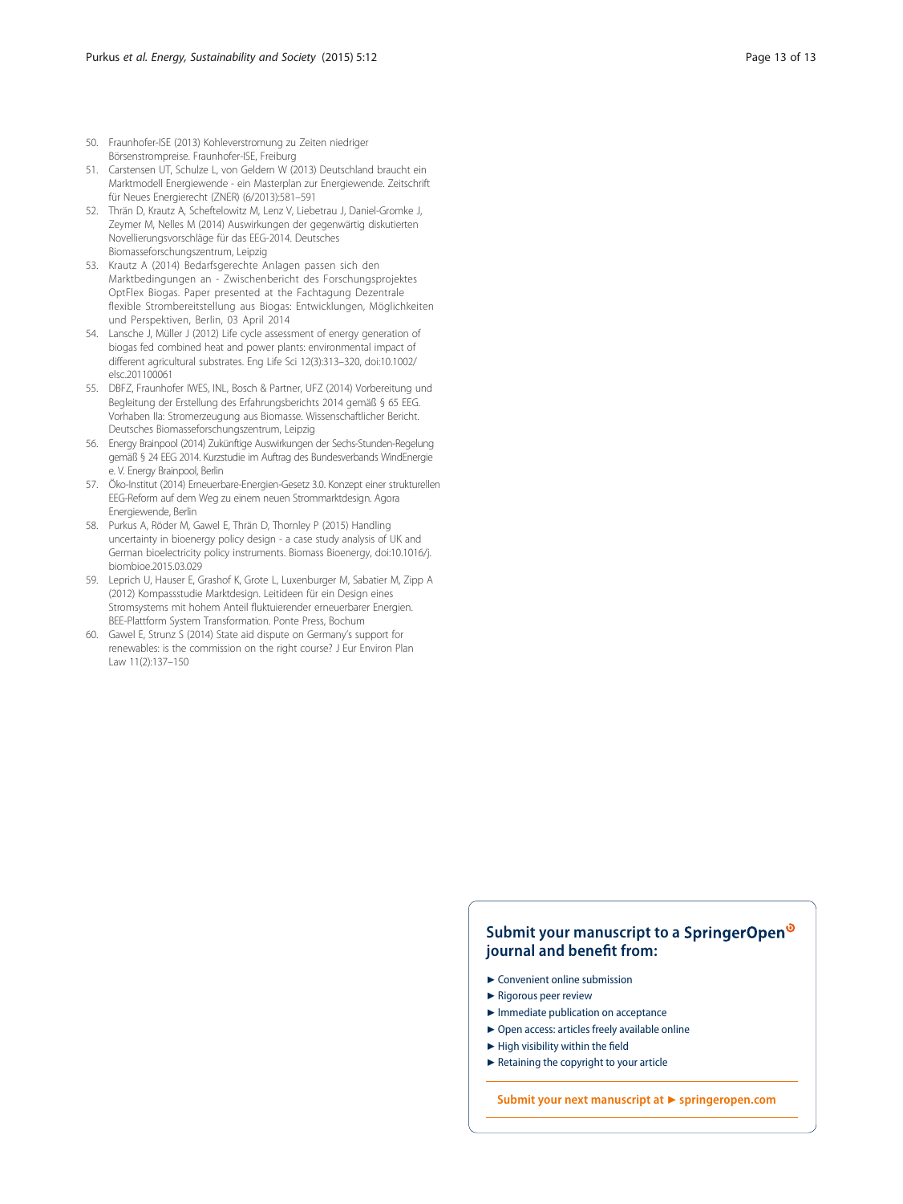50. Fraunhofer-ISE (2013) Kohleverstromung zu Zeiten niedriger Börsenstrompreise. Fraunhofer-ISE, Freiburg
51. Carstensen UT, Schulze L, von Geldern W (2013) Deutschland braucht ein Marktmodell Energiewende - ein Masterplan zur Energiewende. Zeitschrift für Neues Energierecht (ZNER) (6/2013):581–591
52. Thrän D, Krautz A, Scheftelowitz M, Lenz V, Liebetrau J, Daniel-Gromke J, Zeymer M, Nelles M (2014) Auswirkungen der gegenwärtig diskutierten Novellierungsvorschläge für das EEG-2014. Deutsches Biomasseforschungszentrum, Leipzig
53. Krautz A (2014) Bedarfsgerechte Anlagen passen sich den Marktbedingungen an - Zwischenbericht des Forschungsprojektes OptFlex Biogas. Paper presented at the Fachtagung Dezentrale flexible Strombereitstellung aus Biogas: Entwicklungen, Möglichkeiten und Perspektiven, Berlin, 03 April 2014
54. Lansche J, Müller J (2012) Life cycle assessment of energy generation of biogas fed combined heat and power plants: environmental impact of different agricultural substrates. Eng Life Sci 12(3):313–320, doi:10.1002/elsc.201100061
55. DBFZ, Fraunhofer IWES, INL, Bosch & Partner, UFZ (2014) Vorbereitung und Begleitung der Erstellung des Erfahrungsberichts 2014 gemäß § 65 EEG. Vorhaben IIa: Stromerzeugung aus Biomasse. Wissenschaftlicher Bericht. Deutsches Biomasseforschungszentrum, Leipzig
56. Energy Brainpool (2014) Zukünftige Auswirkungen der Sechs-Stunden-Regelung gemäß § 24 EEG 2014. Kurzstudie im Auftrag des Bundesverbands WindEnergie e. V. Energy Brainpool, Berlin
57. Öko-Institut (2014) Erneuerbare-Energien-Gesetz 3.0. Konzept einer strukturellen EEG-Reform auf dem Weg zu einem neuen Strommarktdesign. Agora Energiewende, Berlin
58. Purkus A, Röder M, Gawel E, Thrän D, Thornley P (2015) Handling uncertainty in bioenergy policy design - a case study analysis of UK and German bioelectricity policy instruments. Biomass Bioenergy, doi:10.1016/j.biombioe.2015.03.029
59. Leprich U, Hauser E, Grashof K, Grote L, Luxenburger M, Sabatier M, Zipp A (2012) Kompassstudie Marktdesign. Leitideen für ein Design eines Stromsystems mit hohem Anteil fluktuierender erneuerbarer Energien. BEE-Plattform System Transformation. Ponte Press, Bochum
60. Gawel E, Strunz S (2014) State aid dispute on Germany's support for renewables: is the commission on the right course? J Eur Environ Plan Law 11(2):137–150

**Submit your manuscript to a SpringerOpen journal and benefit from:**

- ► Convenient online submission
- ► Rigorous peer review
- ► Immediate publication on acceptance
- ► Open access: articles freely available online
- ► High visibility within the field
- ► Retaining the copyright to your article

**Submit your next manuscript at ► springeropen.com**